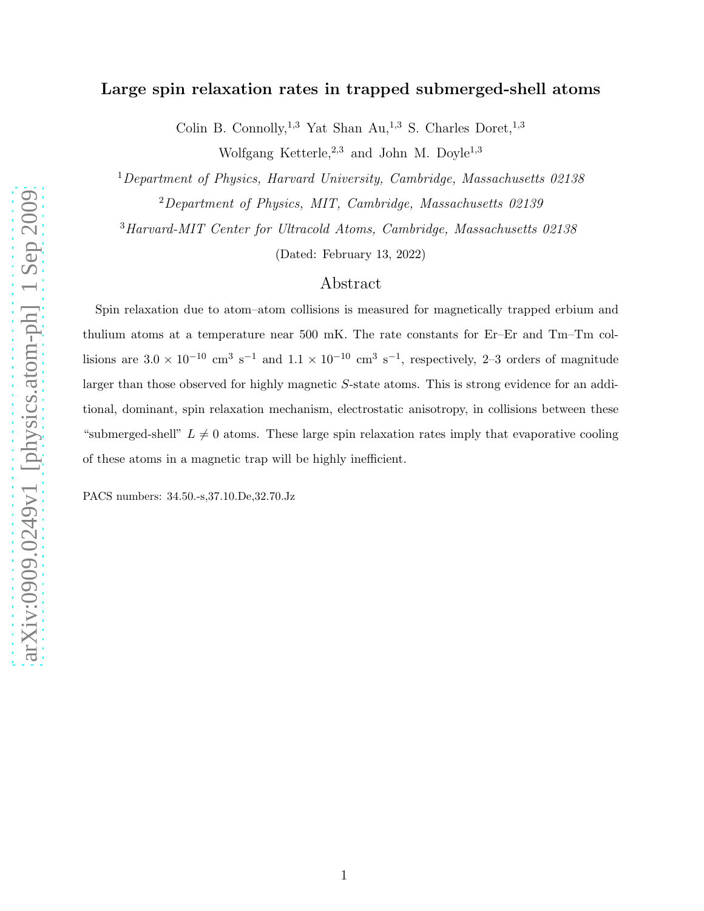# Large spin relaxation rates in trapped submerged-shell atoms

Colin B. Connolly,[1,3] Yat Shan Au,[1,3] S. Charles Doret,[1,3]
Wolfgang Ketterle,[2,3] and John M. Doyle[1,3]

[1] *Department of Physics, Harvard University, Cambridge, Massachusetts 02138*

[2] *Department of Physics, MIT, Cambridge, Massachusetts 02139*

[3] *Harvard-MIT Center for Ultracold Atoms, Cambridge, Massachusetts 02138*

(Dated: February 13, 2022)

## Abstract

Spin relaxation due to atom–atom collisions is measured for magnetically trapped erbium and thulium atoms at a temperature near 500 mK. The rate constants for Er–Er and Tm–Tm collisions are $3.0 \times 10^{-10}$ cm$^3$ s$^{-1}$ and $1.1 \times 10^{-10}$ cm$^3$ s$^{-1}$, respectively, 2–3 orders of magnitude larger than those observed for highly magnetic $S$-state atoms. This is strong evidence for an additional, dominant, spin relaxation mechanism, electrostatic anisotropy, in collisions between these "submerged-shell" $L \neq 0$ atoms. These large spin relaxation rates imply that evaporative cooling of these atoms in a magnetic trap will be highly inefficient.

PACS numbers: 34.50.-s,37.10.De,32.70.Jz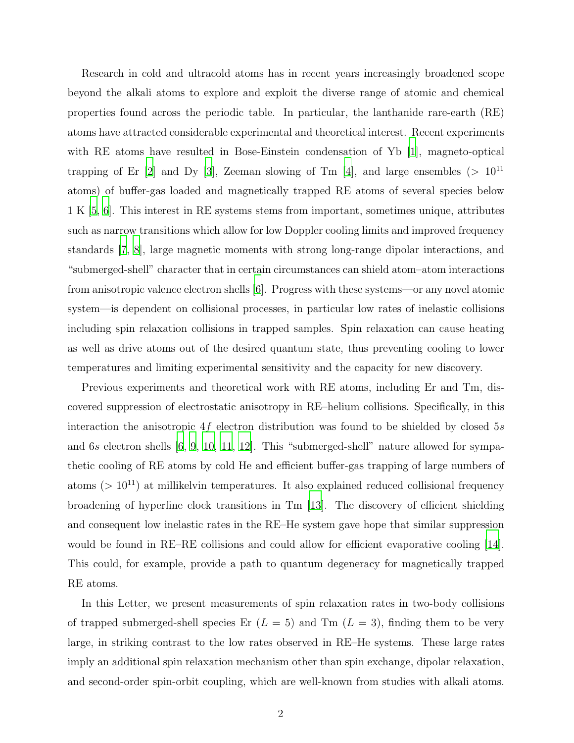Research in cold and ultracold atoms has in recent years increasingly broadened scope beyond the alkali atoms to explore and exploit the diverse range of atomic and chemical properties found across the periodic table. In particular, the lanthanide rare-earth (RE) atoms have attracted considerable experimental and theoretical interest. Recent experiments with RE atoms have resulted in Bose-Einstein condensation of Yb [1], magneto-optical trapping of Er [2] and Dy [3], Zeeman slowing of Tm [4], and large ensembles ($> 10^{11}$ atoms) of buffer-gas loaded and magnetically trapped RE atoms of several species below 1 K [5, 6]. This interest in RE systems stems from important, sometimes unique, attributes such as narrow transitions which allow for low Doppler cooling limits and improved frequency standards [7, 8], large magnetic moments with strong long-range dipolar interactions, and "submerged-shell" character that in certain circumstances can shield atom–atom interactions from anisotropic valence electron shells [6]. Progress with these systems—or any novel atomic system—is dependent on collisional processes, in particular low rates of inelastic collisions including spin relaxation collisions in trapped samples. Spin relaxation can cause heating as well as drive atoms out of the desired quantum state, thus preventing cooling to lower temperatures and limiting experimental sensitivity and the capacity for new discovery.

Previous experiments and theoretical work with RE atoms, including Er and Tm, discovered suppression of electrostatic anisotropy in RE–helium collisions. Specifically, in this interaction the anisotropic $4f$ electron distribution was found to be shielded by closed $5s$ and $6s$ electron shells [6, 9, 10, 11, 12]. This "submerged-shell" nature allowed for sympathetic cooling of RE atoms by cold He and efficient buffer-gas trapping of large numbers of atoms ($> 10^{11}$) at millikelvin temperatures. It also explained reduced collisional frequency broadening of hyperfine clock transitions in Tm [13]. The discovery of efficient shielding and consequent low inelastic rates in the RE–He system gave hope that similar suppression would be found in RE–RE collisions and could allow for efficient evaporative cooling [14]. This could, for example, provide a path to quantum degeneracy for magnetically trapped RE atoms.

In this Letter, we present measurements of spin relaxation rates in two-body collisions of trapped submerged-shell species Er ($L = 5$) and Tm ($L = 3$), finding them to be very large, in striking contrast to the low rates observed in RE–He systems. These large rates imply an additional spin relaxation mechanism other than spin exchange, dipolar relaxation, and second-order spin-orbit coupling, which are well-known from studies with alkali atoms.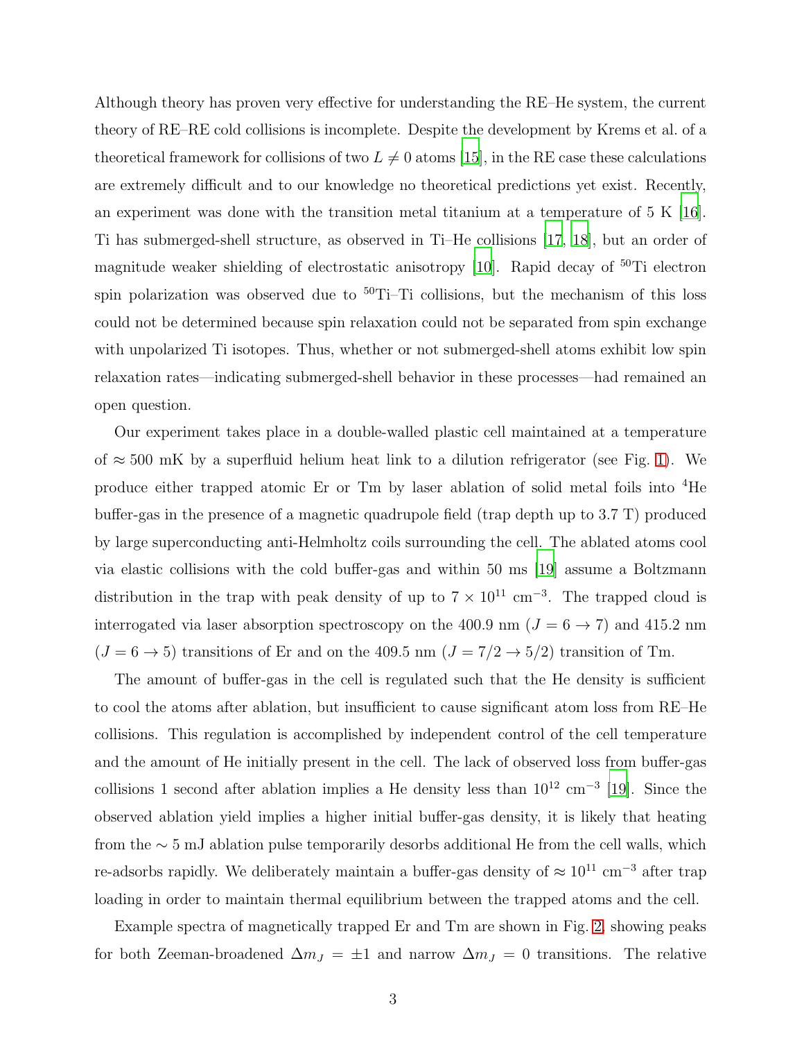Although theory has proven very effective for understanding the RE–He system, the current theory of RE–RE cold collisions is incomplete. Despite the development by Krems et al. of a theoretical framework for collisions of two $L \neq 0$ atoms [15], in the RE case these calculations are extremely difficult and to our knowledge no theoretical predictions yet exist. Recently, an experiment was done with the transition metal titanium at a temperature of 5 K [16]. Ti has submerged-shell structure, as observed in Ti–He collisions [17, 18], but an order of magnitude weaker shielding of electrostatic anisotropy [10]. Rapid decay of $^{50}$Ti electron spin polarization was observed due to $^{50}$Ti–Ti collisions, but the mechanism of this loss could not be determined because spin relaxation could not be separated from spin exchange with unpolarized Ti isotopes. Thus, whether or not submerged-shell atoms exhibit low spin relaxation rates—indicating submerged-shell behavior in these processes—had remained an open question.

Our experiment takes place in a double-walled plastic cell maintained at a temperature of $\approx 500$ mK by a superfluid helium heat link to a dilution refrigerator (see Fig. 1). We produce either trapped atomic Er or Tm by laser ablation of solid metal foils into $^4$He buffer-gas in the presence of a magnetic quadrupole field (trap depth up to 3.7 T) produced by large superconducting anti-Helmholtz coils surrounding the cell. The ablated atoms cool via elastic collisions with the cold buffer-gas and within 50 ms [19] assume a Boltzmann distribution in the trap with peak density of up to $7 \times 10^{11}$ cm$^{-3}$. The trapped cloud is interrogated via laser absorption spectroscopy on the 400.9 nm ($J = 6 \rightarrow 7$) and 415.2 nm ($J = 6 \rightarrow 5$) transitions of Er and on the 409.5 nm ($J = 7/2 \rightarrow 5/2$) transition of Tm.

The amount of buffer-gas in the cell is regulated such that the He density is sufficient to cool the atoms after ablation, but insufficient to cause significant atom loss from RE–He collisions. This regulation is accomplished by independent control of the cell temperature and the amount of He initially present in the cell. The lack of observed loss from buffer-gas collisions 1 second after ablation implies a He density less than $10^{12}$ cm$^{-3}$ [19]. Since the observed ablation yield implies a higher initial buffer-gas density, it is likely that heating from the $\sim 5$ mJ ablation pulse temporarily desorbs additional He from the cell walls, which re-adsorbs rapidly. We deliberately maintain a buffer-gas density of $\approx 10^{11}$ cm$^{-3}$ after trap loading in order to maintain thermal equilibrium between the trapped atoms and the cell.

Example spectra of magnetically trapped Er and Tm are shown in Fig. 2, showing peaks for both Zeeman-broadened $\Delta m_J = \pm 1$ and narrow $\Delta m_J = 0$ transitions. The relative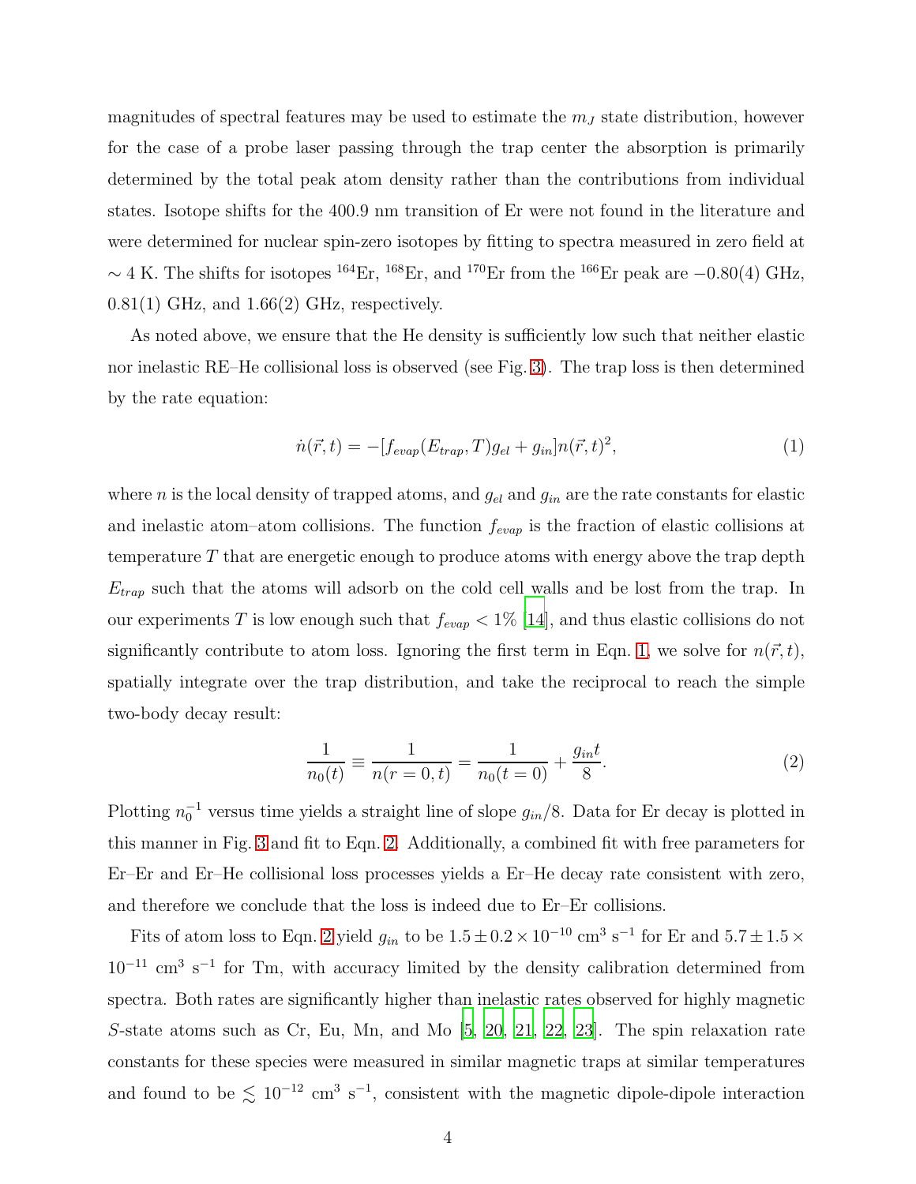magnitudes of spectral features may be used to estimate the $m_J$ state distribution, however for the case of a probe laser passing through the trap center the absorption is primarily determined by the total peak atom density rather than the contributions from individual states. Isotope shifts for the 400.9 nm transition of Er were not found in the literature and were determined for nuclear spin-zero isotopes by fitting to spectra measured in zero field at $\sim 4$ K. The shifts for isotopes $^{164}$Er, $^{168}$Er, and $^{170}$Er from the $^{166}$Er peak are $-0.80(4)$ GHz, $0.81(1)$ GHz, and $1.66(2)$ GHz, respectively.

As noted above, we ensure that the He density is sufficiently low such that neither elastic nor inelastic RE–He collisional loss is observed (see Fig. 3). The trap loss is then determined by the rate equation:

$$\dot{n}(\vec{r},t) = -[f_{evap}(E_{trap},T)g_{el} + g_{in}]n(\vec{r},t)^2, \tag{1}$$

where $n$ is the local density of trapped atoms, and $g_{el}$ and $g_{in}$ are the rate constants for elastic and inelastic atom–atom collisions. The function $f_{evap}$ is the fraction of elastic collisions at temperature $T$ that are energetic enough to produce atoms with energy above the trap depth $E_{trap}$ such that the atoms will adsorb on the cold cell walls and be lost from the trap. In our experiments $T$ is low enough such that $f_{evap} < 1\%$ [14], and thus elastic collisions do not significantly contribute to atom loss. Ignoring the first term in Eqn. 1, we solve for $n(\vec{r},t)$, spatially integrate over the trap distribution, and take the reciprocal to reach the simple two-body decay result:

$$\frac{1}{n_0(t)} \equiv \frac{1}{n(r=0,t)} = \frac{1}{n_0(t=0)} + \frac{g_{in}t}{8}. \tag{2}$$

Plotting $n_0^{-1}$ versus time yields a straight line of slope $g_{in}/8$. Data for Er decay is plotted in this manner in Fig. 3 and fit to Eqn. 2. Additionally, a combined fit with free parameters for Er–Er and Er–He collisional loss processes yields a Er–He decay rate consistent with zero, and therefore we conclude that the loss is indeed due to Er–Er collisions.

Fits of atom loss to Eqn. 2 yield $g_{in}$ to be $1.5 \pm 0.2 \times 10^{-10}$ cm$^3$ s$^{-1}$ for Er and $5.7 \pm 1.5 \times 10^{-11}$ cm$^3$ s$^{-1}$ for Tm, with accuracy limited by the density calibration determined from spectra. Both rates are significantly higher than inelastic rates observed for highly magnetic $S$-state atoms such as Cr, Eu, Mn, and Mo [5, 20, 21, 22, 23]. The spin relaxation rate constants for these species were measured in similar magnetic traps at similar temperatures and found to be $\lesssim 10^{-12}$ cm$^3$ s$^{-1}$, consistent with the magnetic dipole-dipole interaction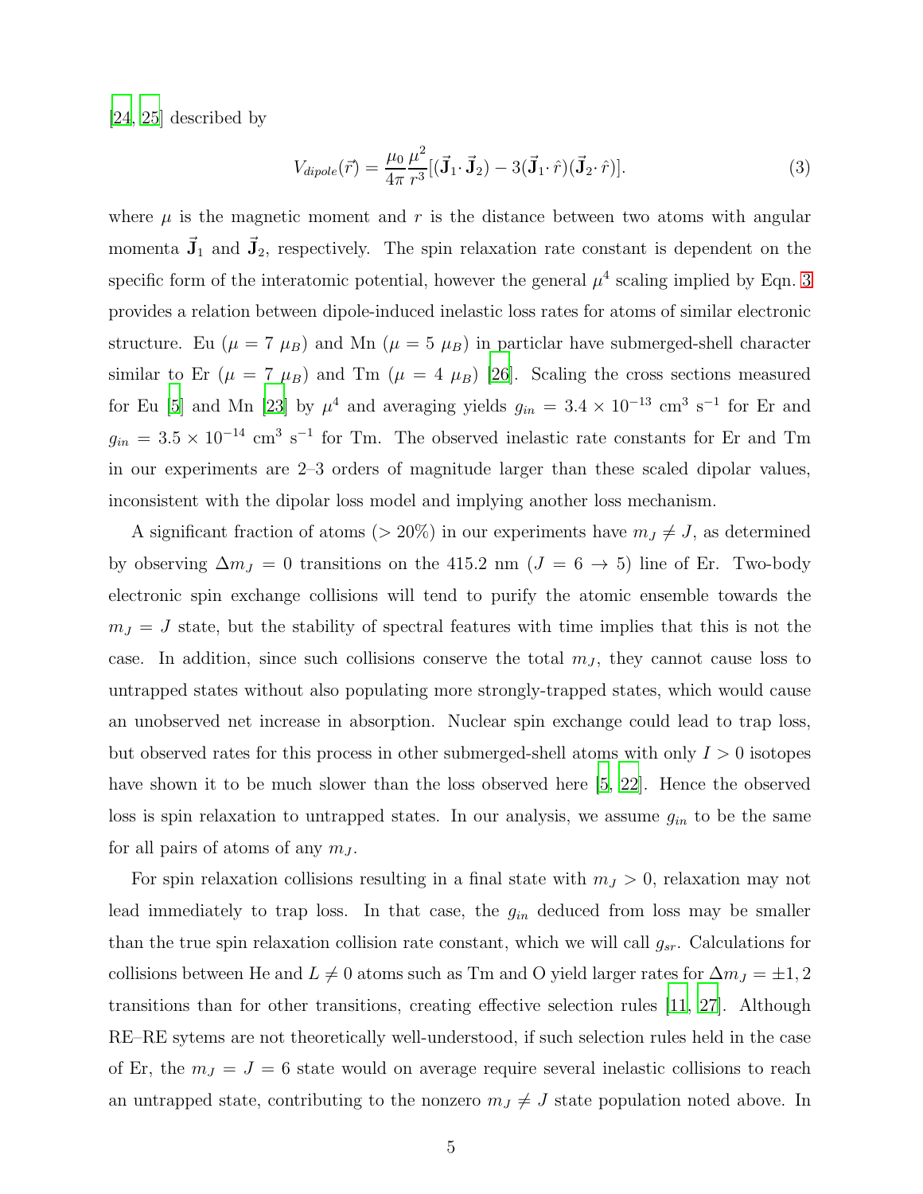[24, 25] described by

$$V_{dipole}(\vec{r}) = \frac{\mu_0}{4\pi}\frac{\mu^2}{r^3}[(\vec{\mathbf{J}}_1 \cdot \vec{\mathbf{J}}_2) - 3(\vec{\mathbf{J}}_1 \cdot \hat{r})(\vec{\mathbf{J}}_2 \cdot \hat{r})]. \tag{3}$$

where $\mu$ is the magnetic moment and $r$ is the distance between two atoms with angular momenta $\vec{\mathbf{J}}_1$ and $\vec{\mathbf{J}}_2$, respectively. The spin relaxation rate constant is dependent on the specific form of the interatomic potential, however the general $\mu^4$ scaling implied by Eqn. 3 provides a relation between dipole-induced inelastic loss rates for atoms of similar electronic structure. Eu ($\mu = 7\ \mu_B$) and Mn ($\mu = 5\ \mu_B$) in particlar have submerged-shell character similar to Er ($\mu = 7\ \mu_B$) and Tm ($\mu = 4\ \mu_B$) [26]. Scaling the cross sections measured for Eu [5] and Mn [23] by $\mu^4$ and averaging yields $g_{in} = 3.4 \times 10^{-13}$ cm$^3$ s$^{-1}$ for Er and $g_{in} = 3.5 \times 10^{-14}$ cm$^3$ s$^{-1}$ for Tm. The observed inelastic rate constants for Er and Tm in our experiments are 2–3 orders of magnitude larger than these scaled dipolar values, inconsistent with the dipolar loss model and implying another loss mechanism.

A significant fraction of atoms ($> 20\%$) in our experiments have $m_J \neq J$, as determined by observing $\Delta m_J = 0$ transitions on the 415.2 nm ($J = 6 \rightarrow 5$) line of Er. Two-body electronic spin exchange collisions will tend to purify the atomic ensemble towards the $m_J = J$ state, but the stability of spectral features with time implies that this is not the case. In addition, since such collisions conserve the total $m_J$, they cannot cause loss to untrapped states without also populating more strongly-trapped states, which would cause an unobserved net increase in absorption. Nuclear spin exchange could lead to trap loss, but observed rates for this process in other submerged-shell atoms with only $I > 0$ isotopes have shown it to be much slower than the loss observed here [5, 22]. Hence the observed loss is spin relaxation to untrapped states. In our analysis, we assume $g_{in}$ to be the same for all pairs of atoms of any $m_J$.

For spin relaxation collisions resulting in a final state with $m_J > 0$, relaxation may not lead immediately to trap loss. In that case, the $g_{in}$ deduced from loss may be smaller than the true spin relaxation collision rate constant, which we will call $g_{sr}$. Calculations for collisions between He and $L \neq 0$ atoms such as Tm and O yield larger rates for $\Delta m_J = \pm 1, 2$ transitions than for other transitions, creating effective selection rules [11, 27]. Although RE–RE sytems are not theoretically well-understood, if such selection rules held in the case of Er, the $m_J = J = 6$ state would on average require several inelastic collisions to reach an untrapped state, contributing to the nonzero $m_J \neq J$ state population noted above. In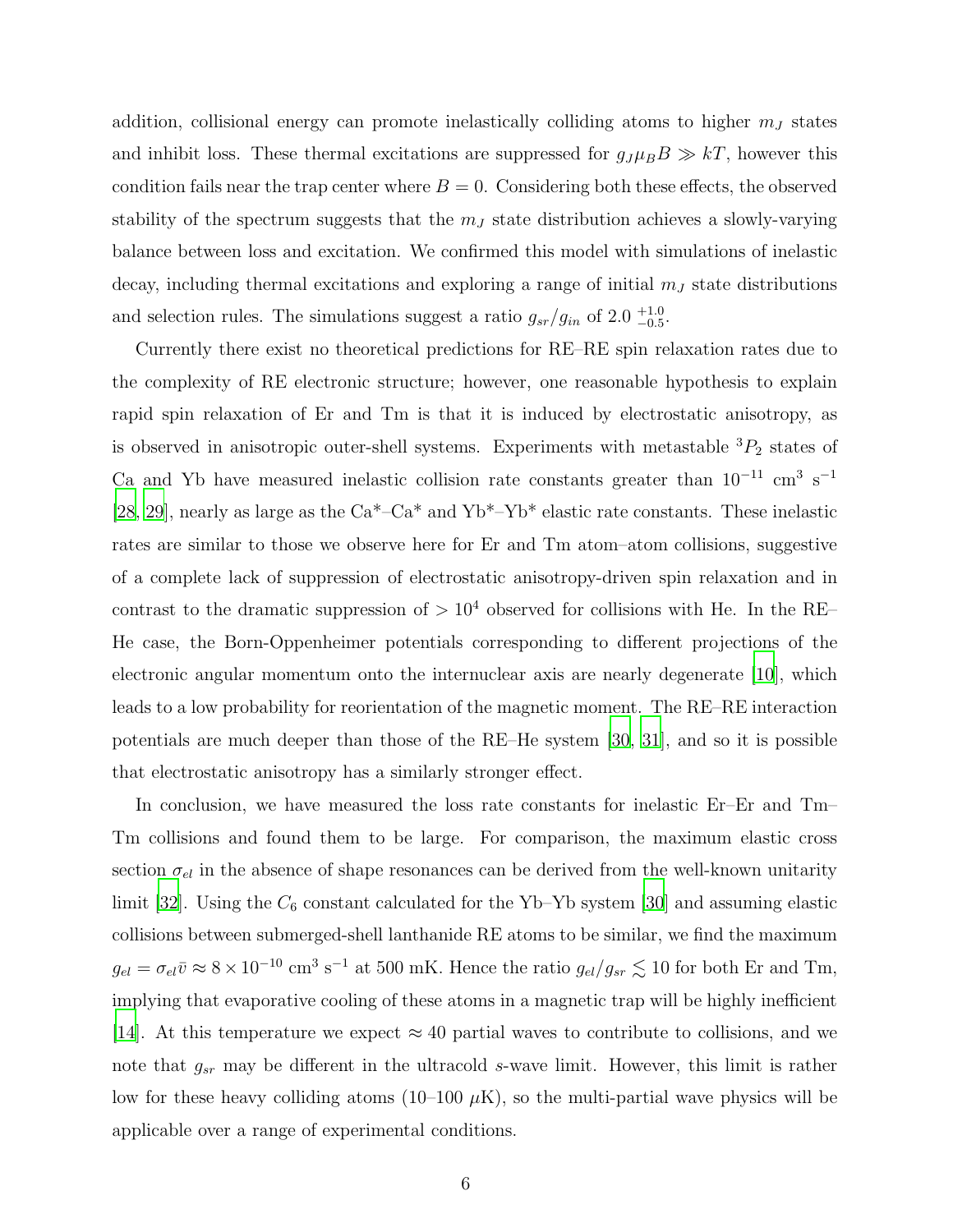addition, collisional energy can promote inelastically colliding atoms to higher $m_J$ states and inhibit loss. These thermal excitations are suppressed for $g_J \mu_B B \gg kT$, however this condition fails near the trap center where $B = 0$. Considering both these effects, the observed stability of the spectrum suggests that the $m_J$ state distribution achieves a slowly-varying balance between loss and excitation. We confirmed this model with simulations of inelastic decay, including thermal excitations and exploring a range of initial $m_J$ state distributions and selection rules. The simulations suggest a ratio $g_{sr}/g_{in}$ of $2.0\,^{+1.0}_{-0.5}$.

Currently there exist no theoretical predictions for RE–RE spin relaxation rates due to the complexity of RE electronic structure; however, one reasonable hypothesis to explain rapid spin relaxation of Er and Tm is that it is induced by electrostatic anisotropy, as is observed in anisotropic outer-shell systems. Experiments with metastable $^3P_2$ states of Ca and Yb have measured inelastic collision rate constants greater than $10^{-11}$ cm$^3$ s$^{-1}$ [28, 29], nearly as large as the Ca*–Ca* and Yb*–Yb* elastic rate constants. These inelastic rates are similar to those we observe here for Er and Tm atom–atom collisions, suggestive of a complete lack of suppression of electrostatic anisotropy-driven spin relaxation and in contrast to the dramatic suppression of $> 10^4$ observed for collisions with He. In the RE–He case, the Born-Oppenheimer potentials corresponding to different projections of the electronic angular momentum onto the internuclear axis are nearly degenerate [10], which leads to a low probability for reorientation of the magnetic moment. The RE–RE interaction potentials are much deeper than those of the RE–He system [30, 31], and so it is possible that electrostatic anisotropy has a similarly stronger effect.

In conclusion, we have measured the loss rate constants for inelastic Er–Er and Tm–Tm collisions and found them to be large. For comparison, the maximum elastic cross section $\sigma_{el}$ in the absence of shape resonances can be derived from the well-known unitarity limit [32]. Using the $C_6$ constant calculated for the Yb–Yb system [30] and assuming elastic collisions between submerged-shell lanthanide RE atoms to be similar, we find the maximum $g_{el} = \sigma_{el}\bar{v} \approx 8 \times 10^{-10}$ cm$^3$ s$^{-1}$ at 500 mK. Hence the ratio $g_{el}/g_{sr} \lesssim 10$ for both Er and Tm, implying that evaporative cooling of these atoms in a magnetic trap will be highly inefficient [14]. At this temperature we expect $\approx 40$ partial waves to contribute to collisions, and we note that $g_{sr}$ may be different in the ultracold $s$-wave limit. However, this limit is rather low for these heavy colliding atoms (10–100 $\mu$K), so the multi-partial wave physics will be applicable over a range of experimental conditions.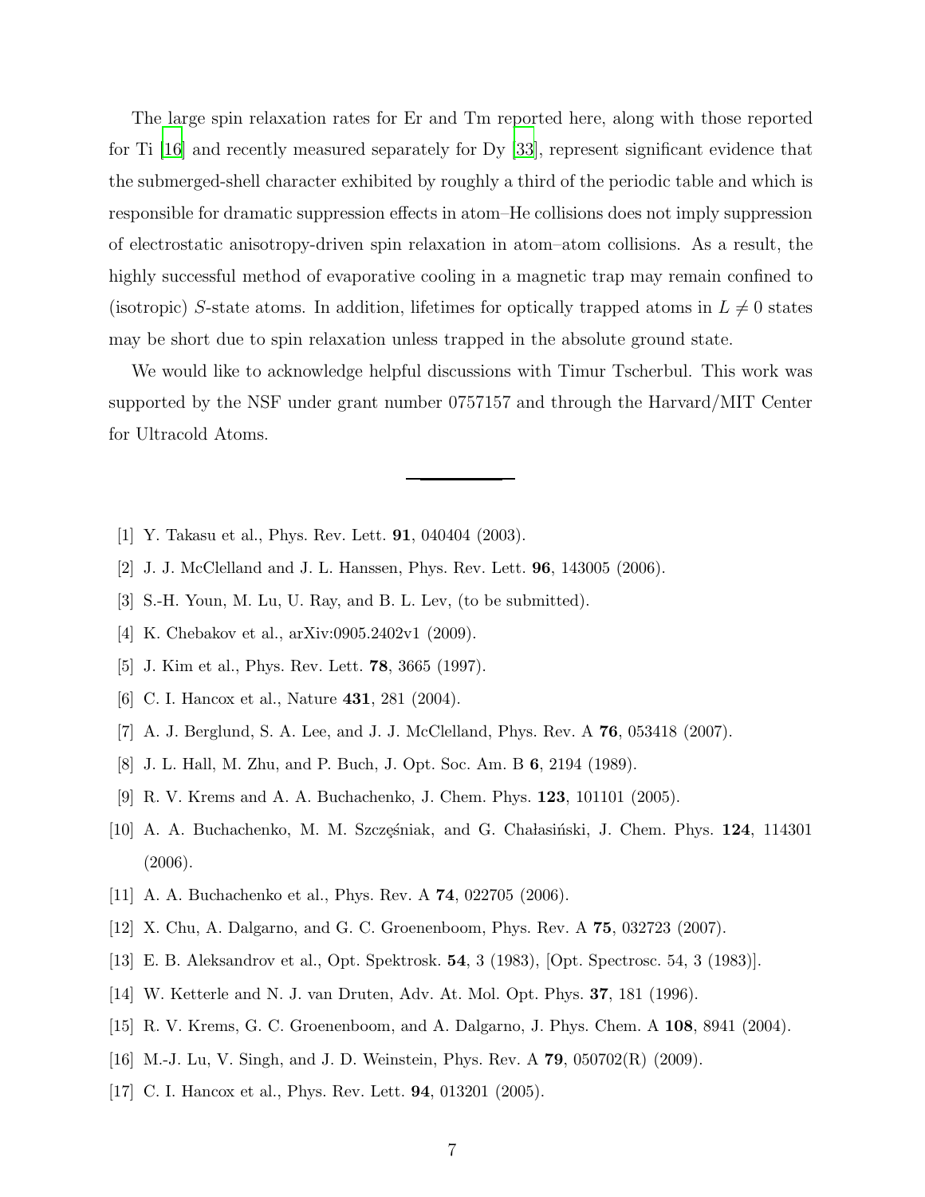The large spin relaxation rates for Er and Tm reported here, along with those reported for Ti [16] and recently measured separately for Dy [33], represent significant evidence that the submerged-shell character exhibited by roughly a third of the periodic table and which is responsible for dramatic suppression effects in atom–He collisions does not imply suppression of electrostatic anisotropy-driven spin relaxation in atom–atom collisions. As a result, the highly successful method of evaporative cooling in a magnetic trap may remain confined to (isotropic) $S$-state atoms. In addition, lifetimes for optically trapped atoms in $L \neq 0$ states may be short due to spin relaxation unless trapped in the absolute ground state.

We would like to acknowledge helpful discussions with Timur Tscherbul. This work was supported by the NSF under grant number 0757157 and through the Harvard/MIT Center for Ultracold Atoms.

---

[1] Y. Takasu et al., Phys. Rev. Lett. **91**, 040404 (2003).

[2] J. J. McClelland and J. L. Hanssen, Phys. Rev. Lett. **96**, 143005 (2006).

[3] S.-H. Youn, M. Lu, U. Ray, and B. L. Lev, (to be submitted).

[4] K. Chebakov et al., arXiv:0905.2402v1 (2009).

[5] J. Kim et al., Phys. Rev. Lett. **78**, 3665 (1997).

[6] C. I. Hancox et al., Nature **431**, 281 (2004).

[7] A. J. Berglund, S. A. Lee, and J. J. McClelland, Phys. Rev. A **76**, 053418 (2007).

[8] J. L. Hall, M. Zhu, and P. Buch, J. Opt. Soc. Am. B **6**, 2194 (1989).

[9] R. V. Krems and A. A. Buchachenko, J. Chem. Phys. **123**, 101101 (2005).

[10] A. A. Buchachenko, M. M. Szczęśniak, and G. Chałasiński, J. Chem. Phys. **124**, 114301 (2006).

[11] A. A. Buchachenko et al., Phys. Rev. A **74**, 022705 (2006).

[12] X. Chu, A. Dalgarno, and G. C. Groenenboom, Phys. Rev. A **75**, 032723 (2007).

[13] E. B. Aleksandrov et al., Opt. Spektrosk. **54**, 3 (1983), [Opt. Spectrosc. 54, 3 (1983)].

[14] W. Ketterle and N. J. van Druten, Adv. At. Mol. Opt. Phys. **37**, 181 (1996).

[15] R. V. Krems, G. C. Groenenboom, and A. Dalgarno, J. Phys. Chem. A **108**, 8941 (2004).

[16] M.-J. Lu, V. Singh, and J. D. Weinstein, Phys. Rev. A **79**, 050702(R) (2009).

[17] C. I. Hancox et al., Phys. Rev. Lett. **94**, 013201 (2005).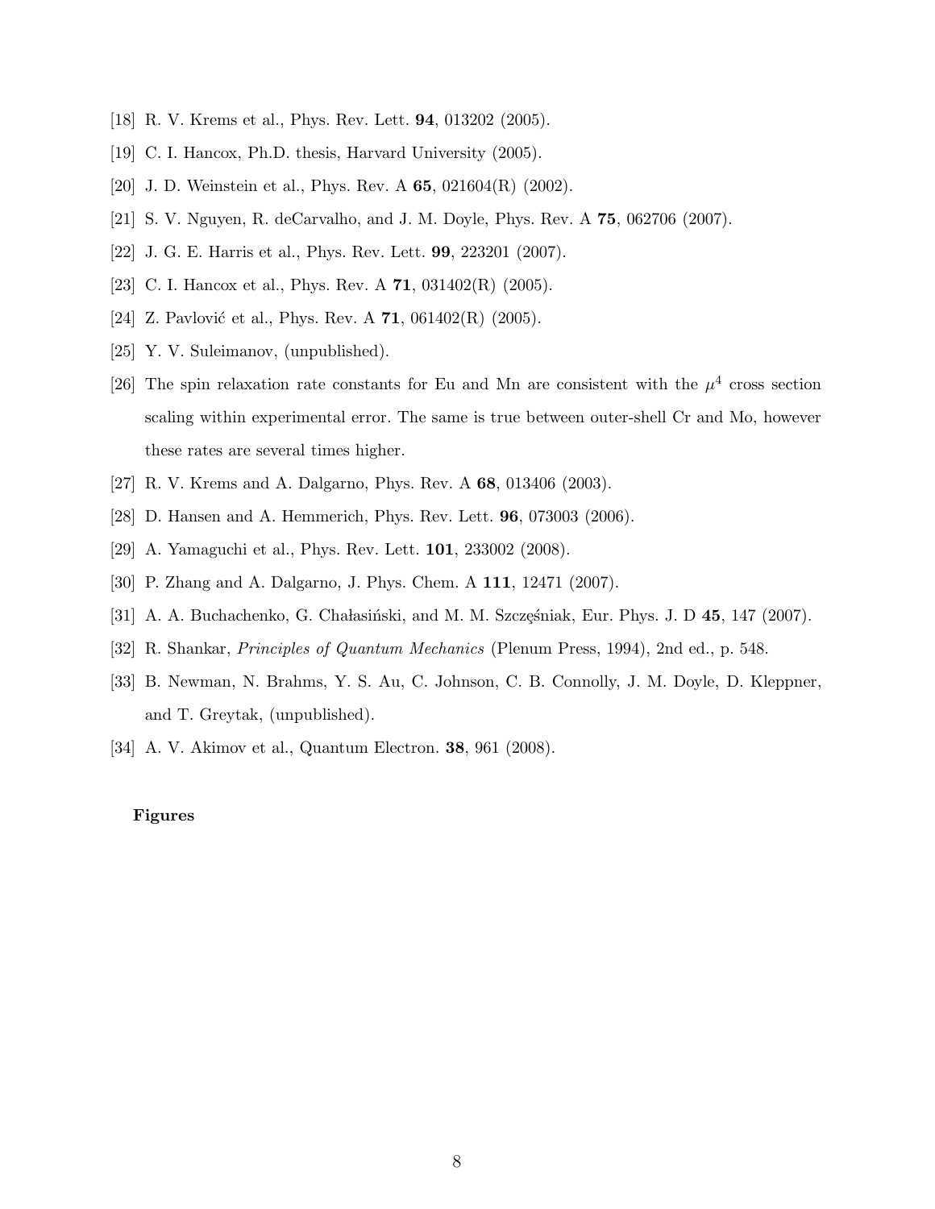[18] R. V. Krems et al., Phys. Rev. Lett. **94**, 013202 (2005).

[19] C. I. Hancox, Ph.D. thesis, Harvard University (2005).

[20] J. D. Weinstein et al., Phys. Rev. A **65**, 021604(R) (2002).

[21] S. V. Nguyen, R. deCarvalho, and J. M. Doyle, Phys. Rev. A **75**, 062706 (2007).

[22] J. G. E. Harris et al., Phys. Rev. Lett. **99**, 223201 (2007).

[23] C. I. Hancox et al., Phys. Rev. A **71**, 031402(R) (2005).

[24] Z. Pavlović et al., Phys. Rev. A **71**, 061402(R) (2005).

[25] Y. V. Suleimanov, (unpublished).

[26] The spin relaxation rate constants for Eu and Mn are consistent with the $\mu^4$ cross section scaling within experimental error. The same is true between outer-shell Cr and Mo, however these rates are several times higher.

[27] R. V. Krems and A. Dalgarno, Phys. Rev. A **68**, 013406 (2003).

[28] D. Hansen and A. Hemmerich, Phys. Rev. Lett. **96**, 073003 (2006).

[29] A. Yamaguchi et al., Phys. Rev. Lett. **101**, 233002 (2008).

[30] P. Zhang and A. Dalgarno, J. Phys. Chem. A **111**, 12471 (2007).

[31] A. A. Buchachenko, G. Chałasiński, and M. M. Szczęśniak, Eur. Phys. J. D **45**, 147 (2007).

[32] R. Shankar, *Principles of Quantum Mechanics* (Plenum Press, 1994), 2nd ed., p. 548.

[33] B. Newman, N. Brahms, Y. S. Au, C. Johnson, C. B. Connolly, J. M. Doyle, D. Kleppner, and T. Greytak, (unpublished).

[34] A. V. Akimov et al., Quantum Electron. **38**, 961 (2008).

**Figures**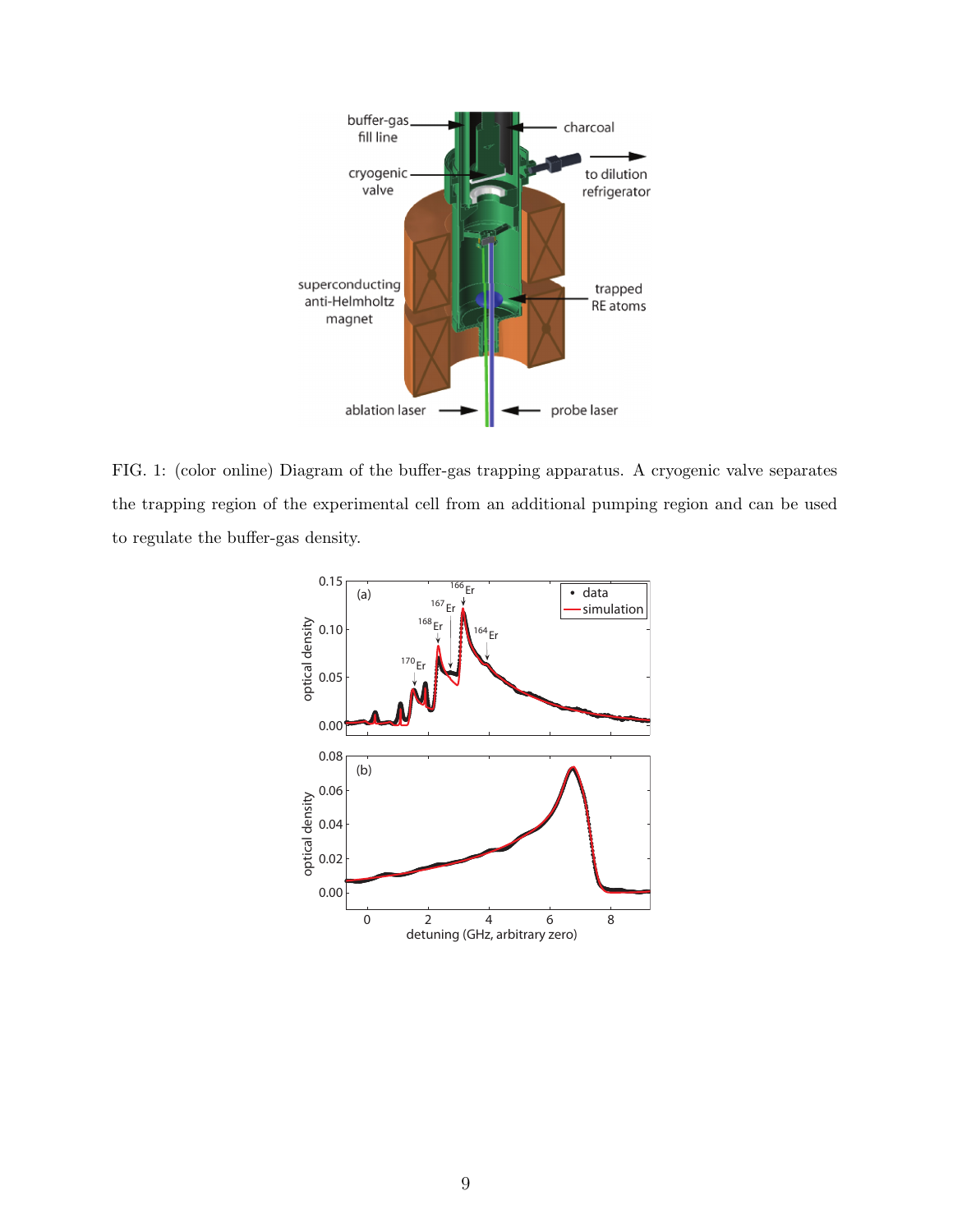FIG. 1: (color online) Diagram of the buffer-gas trapping apparatus. A cryogenic valve separates the trapping region of the experimental cell from an additional pumping region and can be used to regulate the buffer-gas density.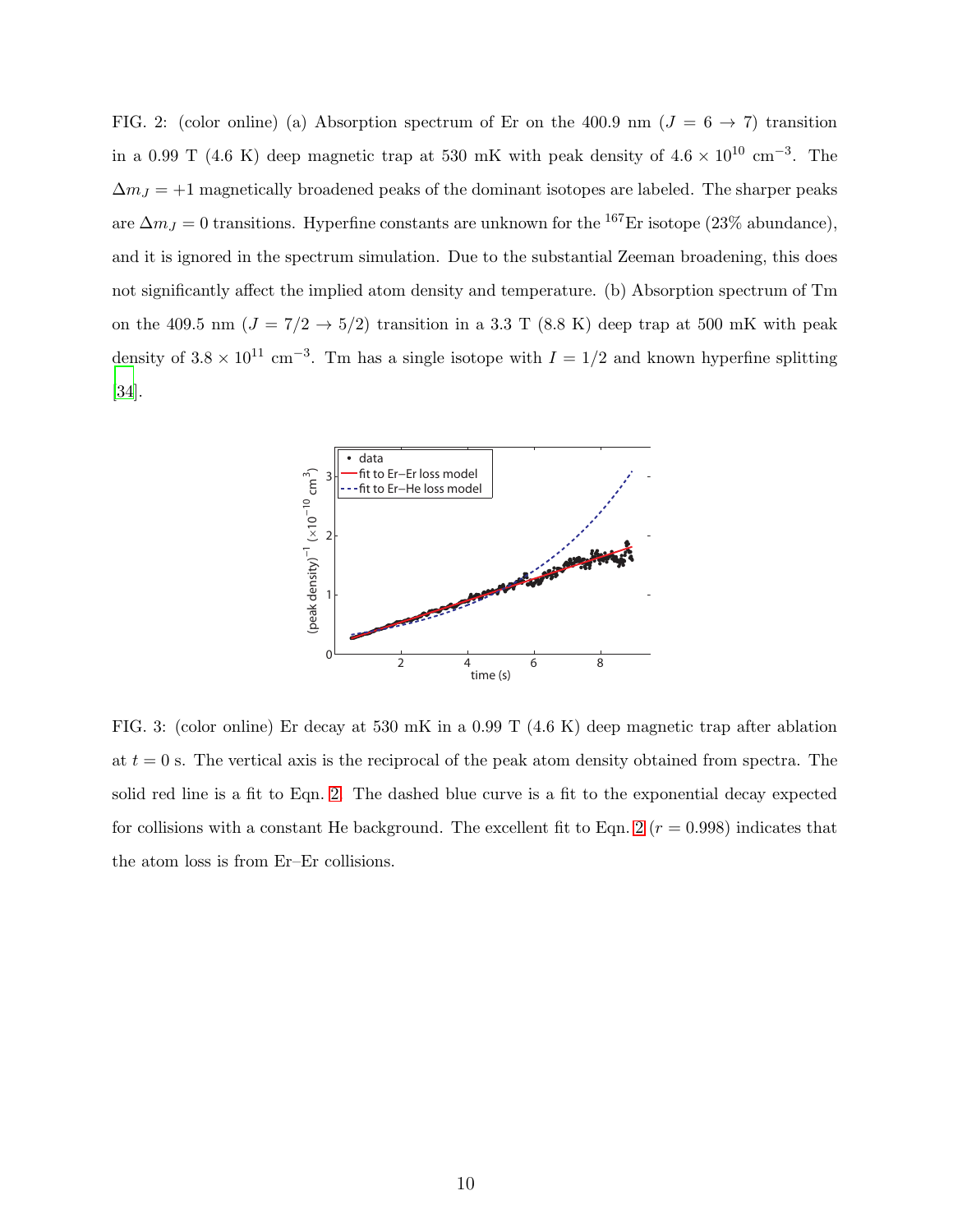FIG. 2: (color online) (a) Absorption spectrum of Er on the 400.9 nm ($J = 6 \to 7$) transition in a 0.99 T (4.6 K) deep magnetic trap at 530 mK with peak density of $4.6 \times 10^{10}$ cm$^{-3}$. The $\Delta m_J = +1$ magnetically broadened peaks of the dominant isotopes are labeled. The sharper peaks are $\Delta m_J = 0$ transitions. Hyperfine constants are unknown for the $^{167}$Er isotope (23% abundance), and it is ignored in the spectrum simulation. Due to the substantial Zeeman broadening, this does not significantly affect the implied atom density and temperature. (b) Absorption spectrum of Tm on the 409.5 nm ($J = 7/2 \to 5/2$) transition in a 3.3 T (8.8 K) deep trap at 500 mK with peak density of $3.8 \times 10^{11}$ cm$^{-3}$. Tm has a single isotope with $I = 1/2$ and known hyperfine splitting [34].

data
fit to Er–Er loss model
fit to Er–He loss model
(peak density)$^{-1}$ ($\times 10^{-10}$ cm$^3$)
0
1
2
3
2
4
6
8
time (s)

FIG. 3: (color online) Er decay at 530 mK in a 0.99 T (4.6 K) deep magnetic trap after ablation at $t = 0$ s. The vertical axis is the reciprocal of the peak atom density obtained from spectra. The solid red line is a fit to Eqn. 2. The dashed blue curve is a fit to the exponential decay expected for collisions with a constant He background. The excellent fit to Eqn. 2 ($r = 0.998$) indicates that the atom loss is from Er–Er collisions.